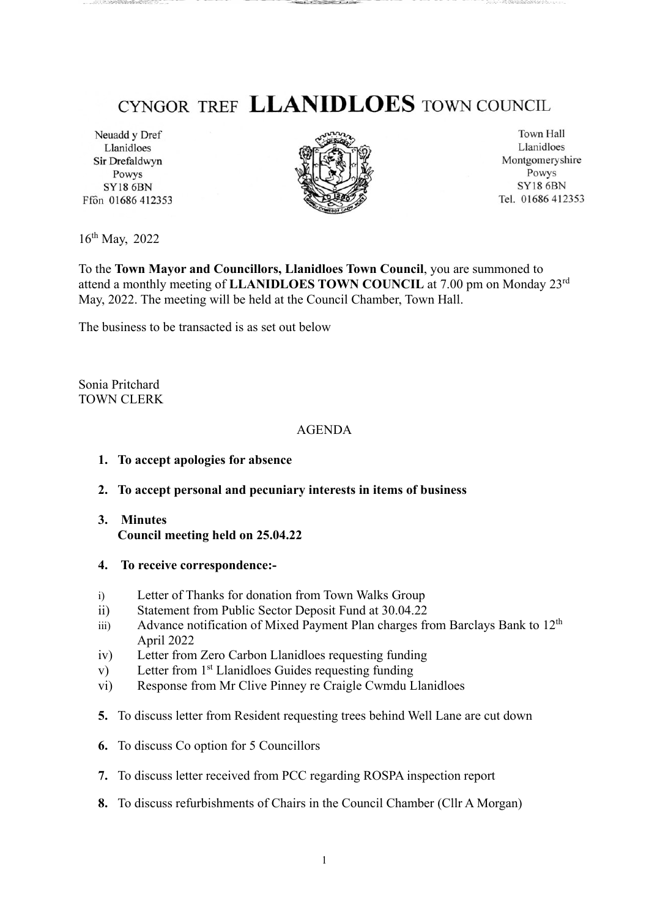# CYNGOR TREF LLANIDLOES TOWN COUNCIL

Neuadd y Dref
Llanidloes
Sir Drefaldwyn
Powys
SY18 6BN
Ffôn 01686 412353

Town Hall
Llanidloes
Montgomeryshire
Powys
SY18 6BN
Tel. 01686 412353

16th May, 2022

To the **Town Mayor and Councillors, Llanidloes Town Council**, you are summoned to attend a monthly meeting of **LLANIDLOES TOWN COUNCIL** at 7.00 pm on Monday 23rd May, 2022. The meeting will be held at the Council Chamber, Town Hall.

The business to be transacted is as set out below

Sonia Pritchard
TOWN CLERK

AGENDA

1. **To accept apologies for absence**
2. **To accept personal and pecuniary interests in items of business**
3. **Minutes**
   **Council meeting held on 25.04.22**
4. **To receive correspondence:-**
   - i) Letter of Thanks for donation from Town Walks Group
   - ii) Statement from Public Sector Deposit Fund at 30.04.22
   - iii) Advance notification of Mixed Payment Plan charges from Barclays Bank to 12th April 2022
   - iv) Letter from Zero Carbon Llanidloes requesting funding
   - v) Letter from 1st Llanidloes Guides requesting funding
   - vi) Response from Mr Clive Pinney re Craigle Cwmdu Llanidloes
5. To discuss letter from Resident requesting trees behind Well Lane are cut down
6. To discuss Co option for 5 Councillors
7. To discuss letter received from PCC regarding ROSPA inspection report
8. To discuss refurbishments of Chairs in the Council Chamber (Cllr A Morgan)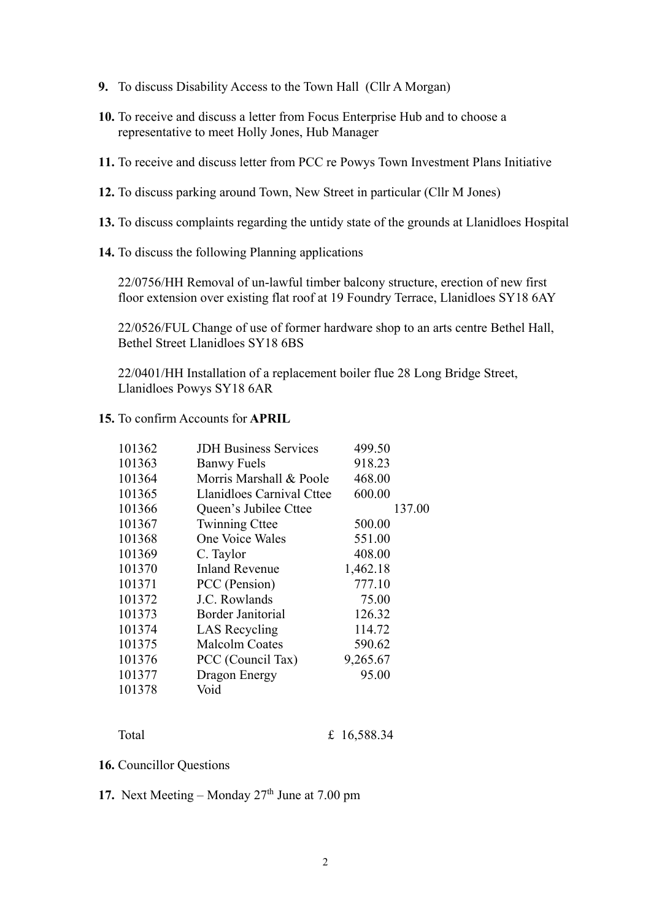**9.** To discuss Disability Access to the Town Hall (Cllr A Morgan)

**10.** To receive and discuss a letter from Focus Enterprise Hub and to choose a representative to meet Holly Jones, Hub Manager

**11.** To receive and discuss letter from PCC re Powys Town Investment Plans Initiative

**12.** To discuss parking around Town, New Street in particular (Cllr M Jones)

**13.** To discuss complaints regarding the untidy state of the grounds at Llanidloes Hospital

**14.** To discuss the following Planning applications

22/0756/HH Removal of un-lawful timber balcony structure, erection of new first floor extension over existing flat roof at 19 Foundry Terrace, Llanidloes SY18 6AY

22/0526/FUL Change of use of former hardware shop to an arts centre Bethel Hall, Bethel Street Llanidloes SY18 6BS

22/0401/HH Installation of a replacement boiler flue 28 Long Bridge Street, Llanidloes Powys SY18 6AR

**15.** To confirm Accounts for **APRIL**

| | | | |
|---|---|---|---|
| 101362 | JDH Business Services | 499.50 | |
| 101363 | Banwy Fuels | 918.23 | |
| 101364 | Morris Marshall & Poole | 468.00 | |
| 101365 | Llanidloes Carnival Cttee | 600.00 | |
| 101366 | Queen's Jubilee Cttee | | 137.00 |
| 101367 | Twinning Cttee | 500.00 | |
| 101368 | One Voice Wales | 551.00 | |
| 101369 | C. Taylor | 408.00 | |
| 101370 | Inland Revenue | 1,462.18 | |
| 101371 | PCC (Pension) | 777.10 | |
| 101372 | J.C. Rowlands | 75.00 | |
| 101373 | Border Janitorial | 126.32 | |
| 101374 | LAS Recycling | 114.72 | |
| 101375 | Malcolm Coates | 590.62 | |
| 101376 | PCC (Council Tax) | 9,265.67 | |
| 101377 | Dragon Energy | 95.00 | |
| 101378 | Void | | |
| Total | | £ 16,588.34 | |

**16.** Councillor Questions

**17.** Next Meeting – Monday 27th June at 7.00 pm